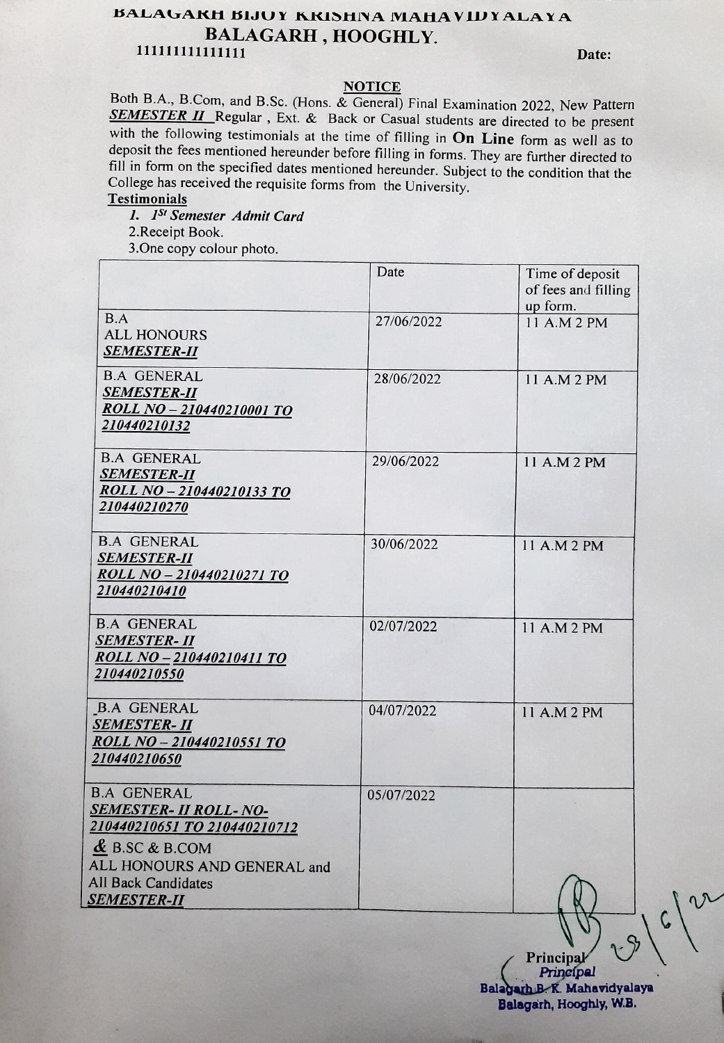# BALAGARH BIJOY KRISHNA MAHAVIDYALAYA
## BALAGARH , HOOGHLY.

1111111111111111 **Date:**

### NOTICE

Both B.A., B.Com, and B.Sc. (Hons. & General) Final Examination 2022, New Pattern ***SEMESTER II*** Regular , Ext. & Back or Casual students are directed to be present with the following testimonials at the time of filling in **On Line** form as well as to deposit the fees mentioned hereunder before filling in forms. They are further directed to fill in form on the specified dates mentioned hereunder. Subject to the condition that the College has received the requisite forms from the University.

**Testimonials**

1. *1St Semester Admit Card*
2. Receipt Book.
3. One copy colour photo.

| | Date | Time of deposit of fees and filling up form. |
|---|---|---|
| B.A<br>ALL HONOURS<br>***SEMESTER-II*** | 27/06/2022 | 11 A.M 2 PM |
| B.A GENERAL<br>***SEMESTER-II***<br>***ROLL NO – 210440210001 TO 210440210132*** | 28/06/2022 | 11 A.M 2 PM |
| B.A GENERAL<br>***SEMESTER-II***<br>***ROLL NO – 210440210133 TO 210440210270*** | 29/06/2022 | 11 A.M 2 PM |
| B.A GENERAL<br>***SEMESTER-II***<br>***ROLL NO – 210440210271 TO 210440210410*** | 30/06/2022 | 11 A.M 2 PM |
| B.A GENERAL<br>***SEMESTER- II***<br>***ROLL NO – 210440210411 TO 210440210550*** | 02/07/2022 | 11 A.M 2 PM |
| B.A GENERAL<br>***SEMESTER- II***<br>***ROLL NO – 210440210551 TO 210440210650*** | 04/07/2022 | 11 A.M 2 PM |
| B.A GENERAL<br>***SEMESTER- II ROLL- NO- 210440210651 TO 210440210712***<br>& B.SC & B.COM<br>ALL HONOURS AND GENERAL and All Back Candidates<br>***SEMESTER-II*** | 05/07/2022 | |

23/6/22

Principal
*Principal*
**Balagarh B. K. Mahavidyalaya**
**Balagarh, Hooghly, W.B.**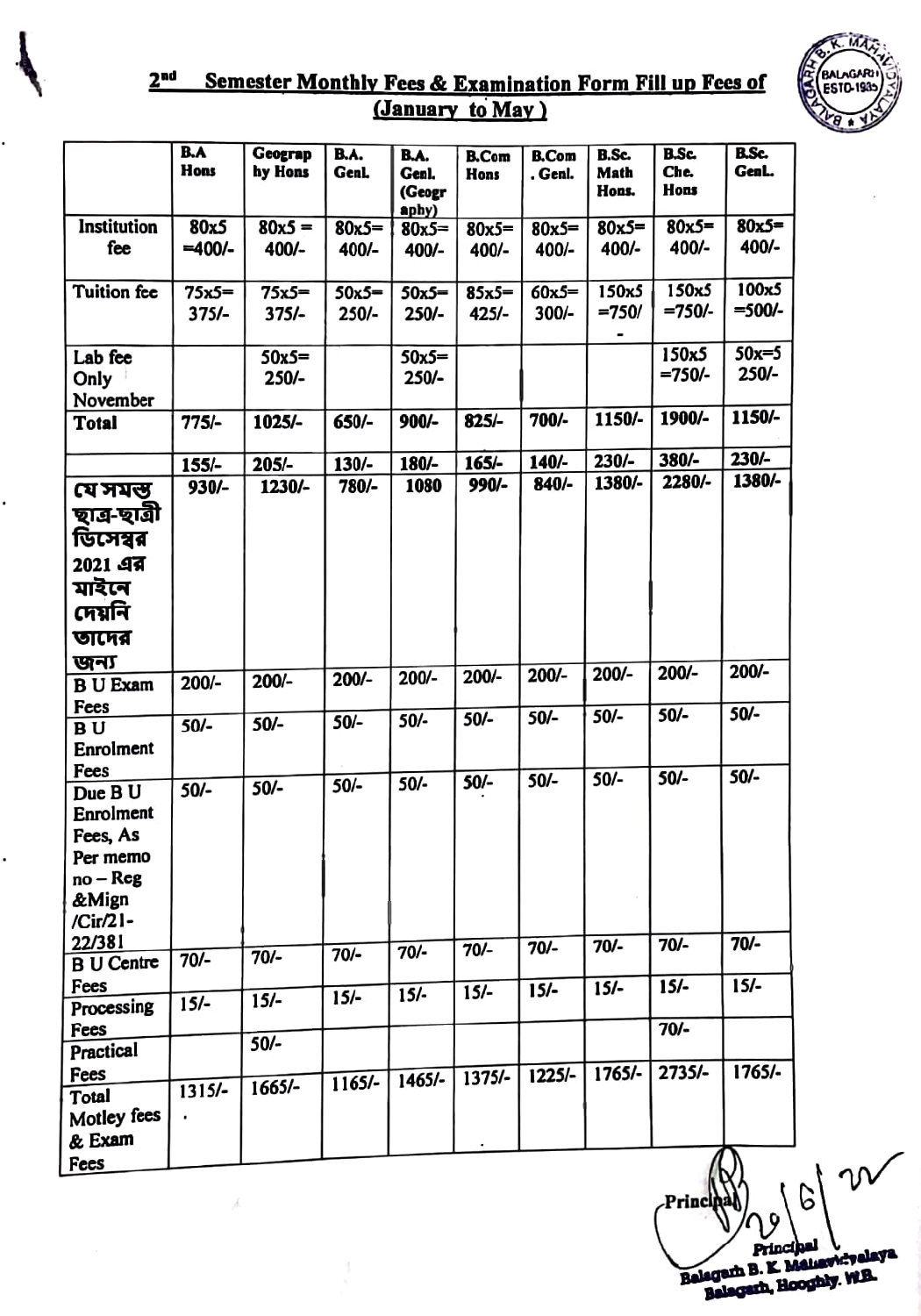## 2nd Semester Monthly Fees & Examination Form Fill up Fees of (January to May)

| | B.A Hons | Geography Hons | B.A. Genl. | B.A. Genl. (Geography) | B.Com Hons | B.Com . Genl. | B.Sc. Math Hons. | B.Sc. Che. Hons | B.Sc. GenL. |
|---|---|---|---|---|---|---|---|---|---|
| Institution fee | 80x5 =400/- | 80x5 = 400/- | 80x5= 400/- | 80x5= 400/- | 80x5= 400/- | 80x5= 400/- | 80x5= 400/- | 80x5= 400/- | 80x5= 400/- |
| Tuition fee | 75x5= 375/- | 75x5= 375/- | 50x5= 250/- | 50x5= 250/- | 85x5= 425/- | 60x5= 300/- | 150x5 =750/- | 150x5 =750/- | 100x5 =500/- |
| Lab fee Only November | | 50x5= 250/- | | 50x5= 250/- | | | | 150x5 =750/- | 50x=5 250/- |
| Total | 775/- | 1025/- | 650/- | 900/- | 825/- | 700/- | 1150/- | 1900/- | 1150/- |
| | 155/- | 205/- | 130/- | 180/- | 165/- | 140/- | 230/- | 380/- | 230/- |
| যে সমস্ত ছাত্র-ছাত্রী ডিসেম্বর 2021 এর মাইনে দেয়নি তাদের জন্য | 930/- | 1230/- | 780/- | 1080 | 990/- | 840/- | 1380/- | 2280/- | 1380/- |
| B U Exam Fees | 200/- | 200/- | 200/- | 200/- | 200/- | 200/- | 200/- | 200/- | 200/- |
| B U Enrolment Fees | 50/- | 50/- | 50/- | 50/- | 50/- | 50/- | 50/- | 50/- | 50/- |
| Due B U Enrolment Fees, As Per memo no – Reg &Mign /Cir/21-22/381 | 50/- | 50/- | 50/- | 50/- | 50/- | 50/- | 50/- | 50/- | 50/- |
| B U Centre Fees | 70/- | 70/- | 70/- | 70/- | 70/- | 70/- | 70/- | 70/- | 70/- |
| Processing Fees | 15/- | 15/- | 15/- | 15/- | 15/- | 15/- | 15/- | 15/- | 15/- |
| Practical Fees | | 50/- | | | | | | 70/- | |
| Total Motley fees & Exam Fees | 1315/- | 1665/- | 1165/- | 1465/- | 1375/- | 1225/- | 1765/- | 2735/- | 1765/- |

Principal
20/6/22

Principal
Balagarh B. K. Mahavidyalaya
Balagarh, Hooghly. W.B.